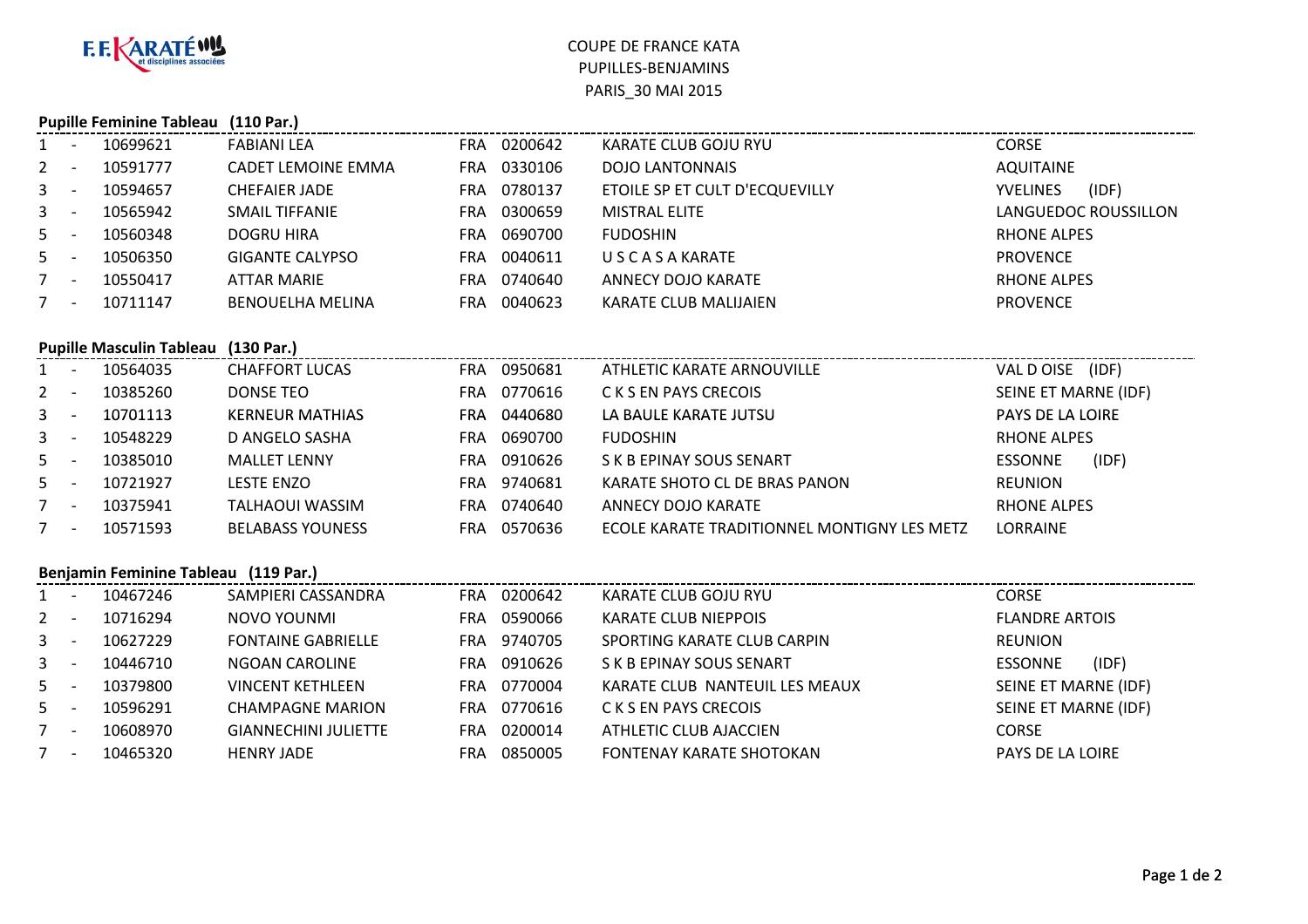F.F.KARATÉ et disciplines associées

# COUPE DE FRANCE KATA
# PUPILLES-BENJAMINS
# PARIS_30 MAI 2015

## Pupille Feminine Tableau (110 Par.)

| | | | | | | | |
|---|---|---|---|---|---|---|---|
| 1 | - | 10699621 | FABIANI LEA | FRA | 0200642 | KARATE CLUB GOJU RYU | CORSE |
| 2 | - | 10591777 | CADET LEMOINE EMMA | FRA | 0330106 | DOJO LANTONNAIS | AQUITAINE |
| 3 | - | 10594657 | CHEFAIER JADE | FRA | 0780137 | ETOILE SP ET CULT D'ECQUEVILLY | YVELINES (IDF) |
| 3 | - | 10565942 | SMAIL TIFFANIE | FRA | 0300659 | MISTRAL ELITE | LANGUEDOC ROUSSILLON |
| 5 | - | 10560348 | DOGRU HIRA | FRA | 0690700 | FUDOSHIN | RHONE ALPES |
| 5 | - | 10506350 | GIGANTE CALYPSO | FRA | 0040611 | U S C A S A KARATE | PROVENCE |
| 7 | - | 10550417 | ATTAR MARIE | FRA | 0740640 | ANNECY DOJO KARATE | RHONE ALPES |
| 7 | - | 10711147 | BENOUELHA MELINA | FRA | 0040623 | KARATE CLUB MALIJAIEN | PROVENCE |

## Pupille Masculin Tableau (130 Par.)

| | | | | | | | |
|---|---|---|---|---|---|---|---|
| 1 | - | 10564035 | CHAFFORT LUCAS | FRA | 0950681 | ATHLETIC KARATE ARNOUVILLE | VAL D OISE (IDF) |
| 2 | - | 10385260 | DONSE TEO | FRA | 0770616 | C K S EN PAYS CRECOIS | SEINE ET MARNE (IDF) |
| 3 | - | 10701113 | KERNEUR MATHIAS | FRA | 0440680 | LA BAULE KARATE JUTSU | PAYS DE LA LOIRE |
| 3 | - | 10548229 | D ANGELO SASHA | FRA | 0690700 | FUDOSHIN | RHONE ALPES |
| 5 | - | 10385010 | MALLET LENNY | FRA | 0910626 | S K B EPINAY SOUS SENART | ESSONNE (IDF) |
| 5 | - | 10721927 | LESTE ENZO | FRA | 9740681 | KARATE SHOTO CL DE BRAS PANON | REUNION |
| 7 | - | 10375941 | TALHAOUI WASSIM | FRA | 0740640 | ANNECY DOJO KARATE | RHONE ALPES |
| 7 | - | 10571593 | BELABASS YOUNESS | FRA | 0570636 | ECOLE KARATE TRADITIONNEL MONTIGNY LES METZ | LORRAINE |

## Benjamin Feminine Tableau (119 Par.)

| | | | | | | | |
|---|---|---|---|---|---|---|---|
| 1 | - | 10467246 | SAMPIERI CASSANDRA | FRA | 0200642 | KARATE CLUB GOJU RYU | CORSE |
| 2 | - | 10716294 | NOVO YOUNMI | FRA | 0590066 | KARATE CLUB NIEPPOIS | FLANDRE ARTOIS |
| 3 | - | 10627229 | FONTAINE GABRIELLE | FRA | 9740705 | SPORTING KARATE CLUB CARPIN | REUNION |
| 3 | - | 10446710 | NGOAN CAROLINE | FRA | 0910626 | S K B EPINAY SOUS SENART | ESSONNE (IDF) |
| 5 | - | 10379800 | VINCENT KETHLEEN | FRA | 0770004 | KARATE CLUB NANTEUIL LES MEAUX | SEINE ET MARNE (IDF) |
| 5 | - | 10596291 | CHAMPAGNE MARION | FRA | 0770616 | C K S EN PAYS CRECOIS | SEINE ET MARNE (IDF) |
| 7 | - | 10608970 | GIANNECHINI JULIETTE | FRA | 0200014 | ATHLETIC CLUB AJACCIEN | CORSE |
| 7 | - | 10465320 | HENRY JADE | FRA | 0850005 | FONTENAY KARATE SHOTOKAN | PAYS DE LA LOIRE |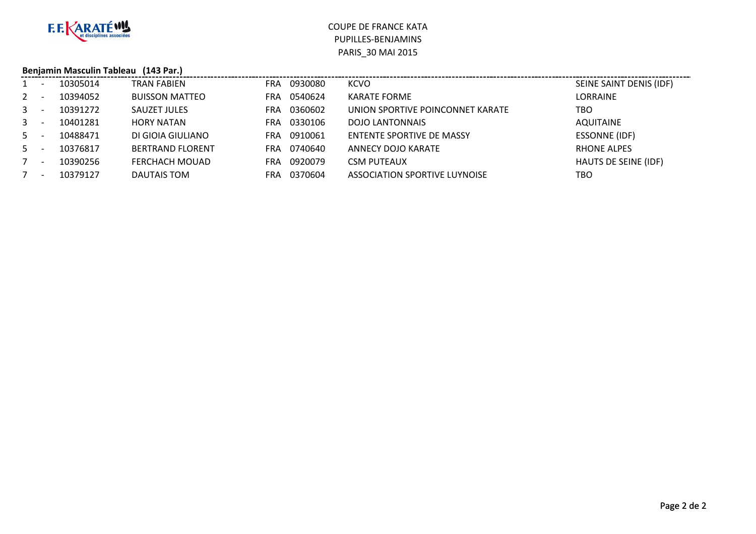COUPE DE FRANCE KATA
PUPILLES-BENJAMINS
PARIS_30 MAI 2015

**Benjamin Masculin Tableau (143 Par.)**

| | | | | | | | |
|---|---|---|---|---|---|---|---|
| 1 | - | 10305014 | TRAN FABIEN | FRA | 0930080 | KCVO | SEINE SAINT DENIS (IDF) |
| 2 | - | 10394052 | BUISSON MATTEO | FRA | 0540624 | KARATE FORME | LORRAINE |
| 3 | - | 10391272 | SAUZET JULES | FRA | 0360602 | UNION SPORTIVE POINCONNET KARATE | TBO |
| 3 | - | 10401281 | HORY NATAN | FRA | 0330106 | DOJO LANTONNAIS | AQUITAINE |
| 5 | - | 10488471 | DI GIOIA GIULIANO | FRA | 0910061 | ENTENTE SPORTIVE DE MASSY | ESSONNE (IDF) |
| 5 | - | 10376817 | BERTRAND FLORENT | FRA | 0740640 | ANNECY DOJO KARATE | RHONE ALPES |
| 7 | - | 10390256 | FERCHACH MOUAD | FRA | 0920079 | CSM PUTEAUX | HAUTS DE SEINE (IDF) |
| 7 | - | 10379127 | DAUTAIS TOM | FRA | 0370604 | ASSOCIATION SPORTIVE LUYNOISE | TBO |